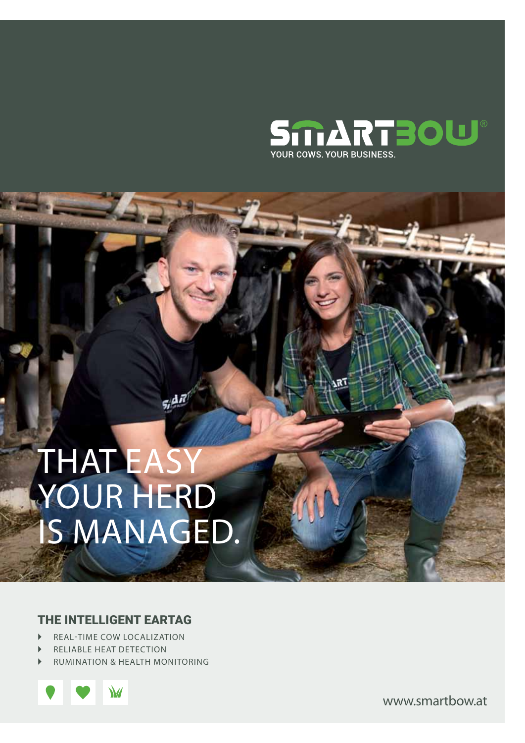# SMARTBOW®

YOUR COWS. YOUR BUSINESS.

# THAT EASY YOUR HERD IS MANAGED.

## THE INTELLIGENT EARTAG

- REAL-TIME COW LOCALIZATION
- RELIABLE HEAT DETECTION
- RUMINATION & HEALTH MONITORING

www.smartbow.at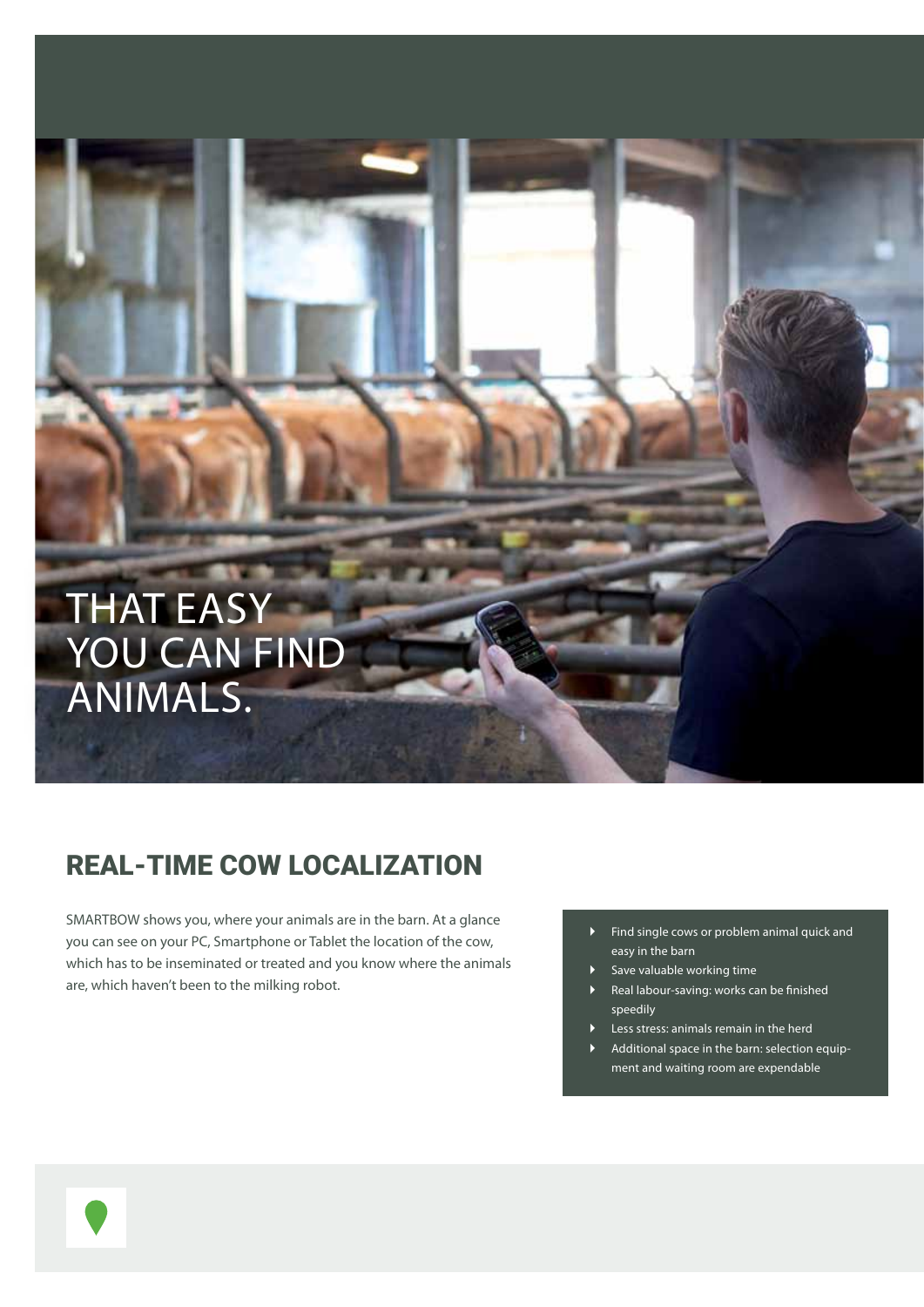THAT EASY
YOU CAN FIND
ANIMALS.

## REAL-TIME COW LOCALIZATION

SMARTBOW shows you, where your animals are in the barn. At a glance you can see on your PC, Smartphone or Tablet the location of the cow, which has to be inseminated or treated and you know where the animals are, which haven't been to the milking robot.

- Find single cows or problem animal quick and easy in the barn
- Save valuable working time
- Real labour-saving: works can be finished speedily
- Less stress: animals remain in the herd
- Additional space in the barn: selection equipment and waiting room are expendable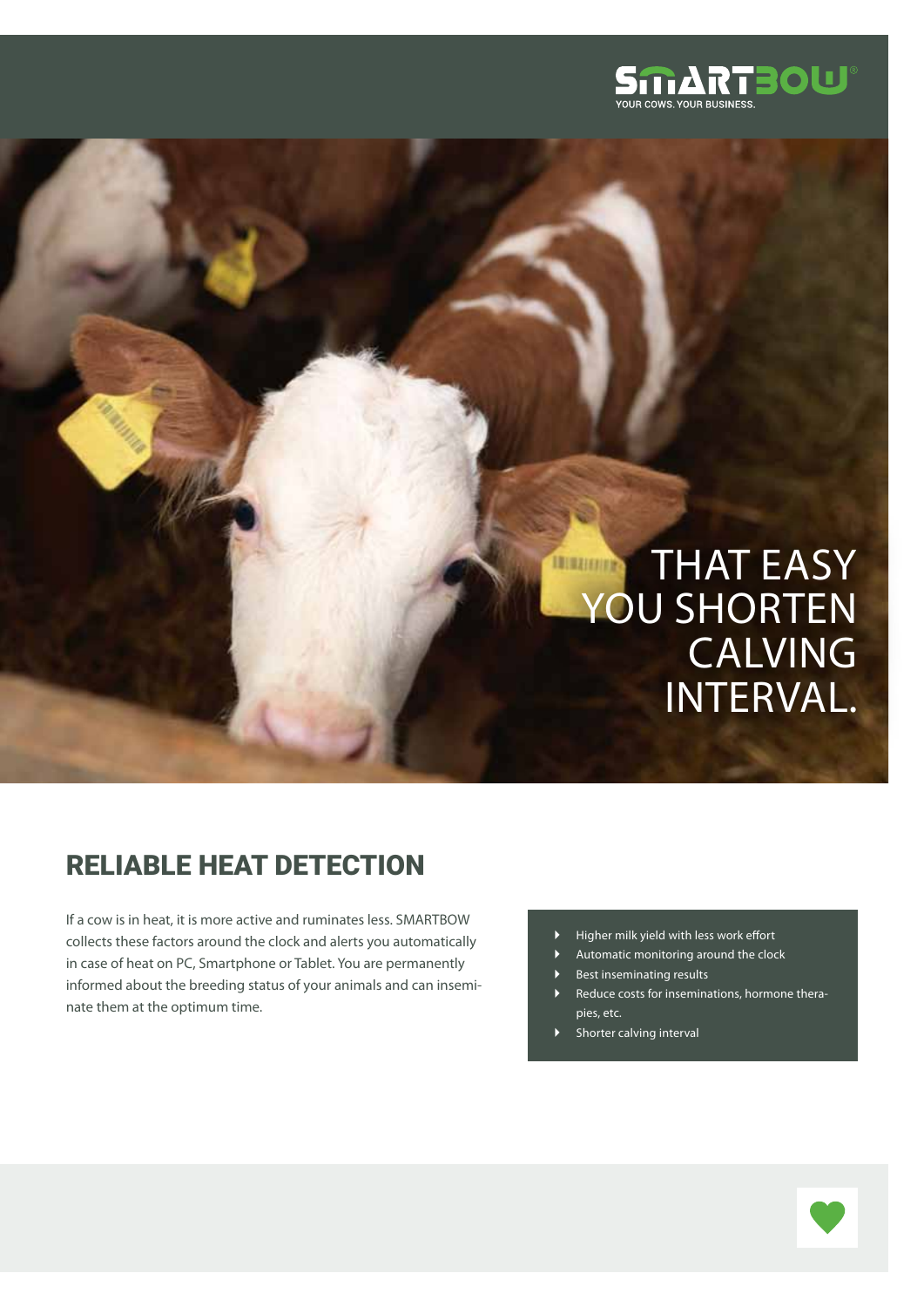SMARTBOW®
YOUR COWS. YOUR BUSINESS.

THAT EASY YOU SHORTEN CALVING INTERVAL.

## RELIABLE HEAT DETECTION

If a cow is in heat, it is more active and ruminates less. SMARTBOW collects these factors around the clock and alerts you automatically in case of heat on PC, Smartphone or Tablet. You are permanently informed about the breeding status of your animals and can inseminate them at the optimum time.

- Higher milk yield with less work effort
- Automatic monitoring around the clock
- Best inseminating results
- Reduce costs for inseminations, hormone therapies, etc.
- Shorter calving interval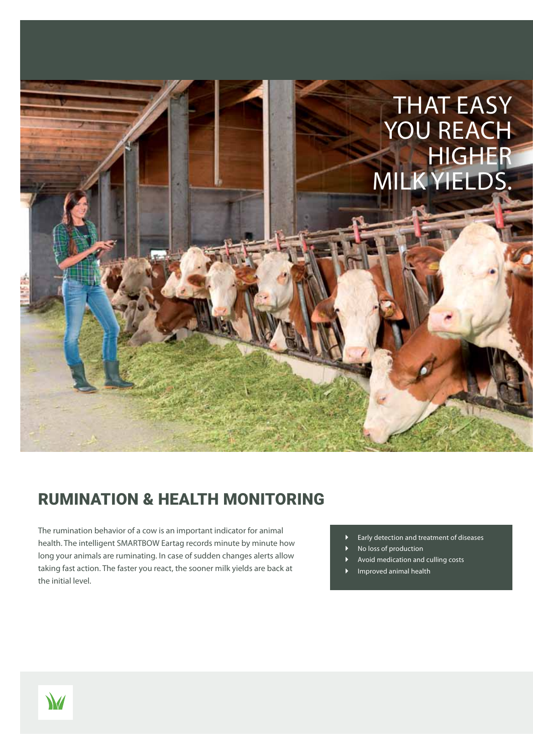THAT EASY YOU REACH HIGHER MILK YIELDS.

## RUMINATION & HEALTH MONITORING

The rumination behavior of a cow is an important indicator for animal health. The intelligent SMARTBOW Eartag records minute by minute how long your animals are ruminating. In case of sudden changes alerts allow taking fast action. The faster you react, the sooner milk yields are back at the initial level.

- Early detection and treatment of diseases
- No loss of production
- Avoid medication and culling costs
- Improved animal health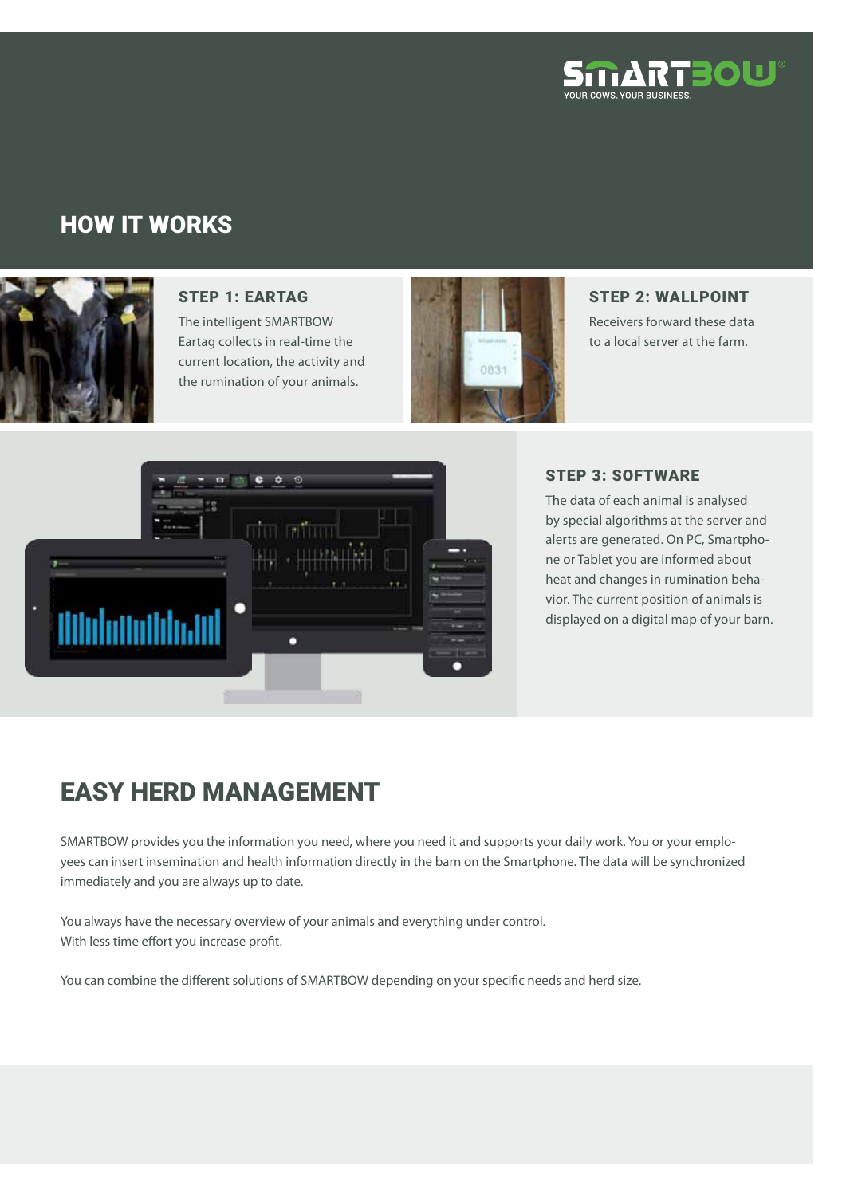SMARTBOW

YOUR COWS. YOUR BUSINESS.

# HOW IT WORKS

### STEP 1: EARTAG

The intelligent SMARTBOW Eartag collects in real-time the current location, the activity and the rumination of your animals.

### STEP 2: WALLPOINT

Receivers forward these data to a local server at the farm.

### STEP 3: SOFTWARE

The data of each animal is analysed by special algorithms at the server and alerts are generated. On PC, Smartphone or Tablet you are informed about heat and changes in rumination behavior. The current position of animals is displayed on a digital map of your barn.

## EASY HERD MANAGEMENT

SMARTBOW provides you the information you need, where you need it and supports your daily work. You or your employees can insert insemination and health information directly in the barn on the Smartphone. The data will be synchronized immediately and you are always up to date.

You always have the necessary overview of your animals and everything under control.
With less time effort you increase profit.

You can combine the different solutions of SMARTBOW depending on your specific needs and herd size.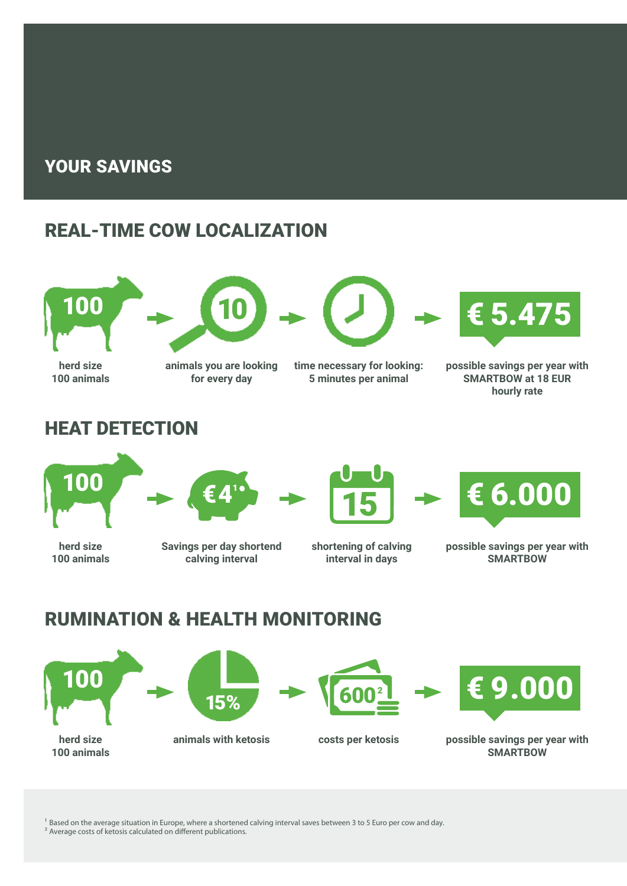## YOUR SAVINGS

## REAL-TIME COW LOCALIZATION

100 → 10 → → € 5.475

herd size 100 animals

animals you are looking for every day

time necessary for looking: 5 minutes per animal

possible savings per year with SMARTBOW at 18 EUR hourly rate

## HEAT DETECTION

100 → €4[1] → 15 → € 6.000

herd size 100 animals

Savings per day shortend calving interval

shortening of calving interval in days

possible savings per year with SMARTBOW

## RUMINATION & HEALTH MONITORING

100 → 15% → 600[2] → € 9.000

herd size 100 animals

animals with ketosis

costs per ketosis

possible savings per year with SMARTBOW

[1] Based on the average situation in Europe, where a shortened calving interval saves between 3 to 5 Euro per cow and day.
[2] Average costs of ketosis calculated on different publications.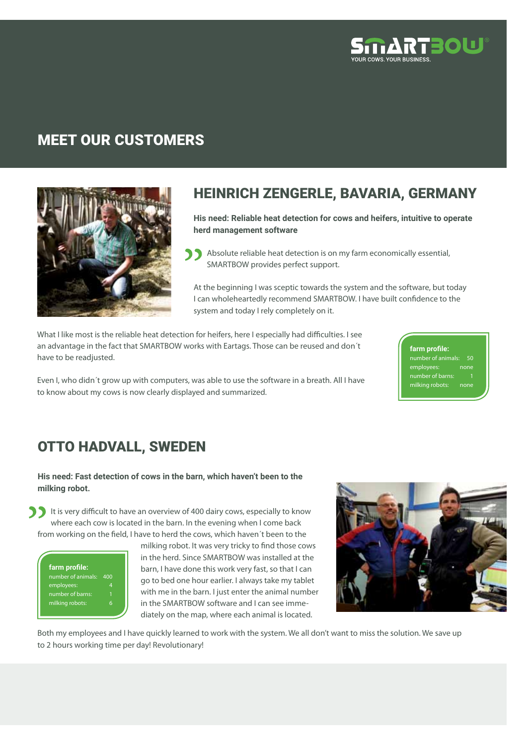SMARTBOW®
YOUR COWS. YOUR BUSINESS.

# MEET OUR CUSTOMERS

## HEINRICH ZENGERLE, BAVARIA, GERMANY

**His need: Reliable heat detection for cows and heifers, intuitive to operate herd management software**

Absolute reliable heat detection is on my farm economically essential, SMARTBOW provides perfect support.

At the beginning I was sceptic towards the system and the software, but today I can wholeheartedly recommend SMARTBOW. I have built confidence to the system and today I rely completely on it.

What I like most is the reliable heat detection for heifers, here I especially had difficulties. I see an advantage in the fact that SMARTBOW works with Eartags. Those can be reused and don´t have to be readjusted.

Even I, who didn´t grow up with computers, was able to use the software in a breath. All I have to know about my cows is now clearly displayed and summarized.

**farm profile:**

| | |
|---|---|
| number of animals: | 50 |
| employees: | none |
| number of barns: | 1 |
| milking robots: | none |

## OTTO HADVALL, SWEDEN

**His need: Fast detection of cows in the barn, which haven't been to the milking robot.**

It is very difficult to have an overview of 400 dairy cows, especially to know where each cow is located in the barn. In the evening when I come back from working on the field, I have to herd the cows, which haven´t been to the milking robot. It was very tricky to find those cows in the herd. Since SMARTBOW was installed at the barn, I have done this work very fast, so that I can go to bed one hour earlier. I always take my tablet with me in the barn. I just enter the animal number in the SMARTBOW software and I can see immediately on the map, where each animal is located.

**farm profile:**

| | |
|---|---|
| number of animals: | 400 |
| employees: | 4 |
| number of barns: | 1 |
| milking robots: | 6 |

Both my employees and I have quickly learned to work with the system. We all don't want to miss the solution. We save up to 2 hours working time per day! Revolutionary!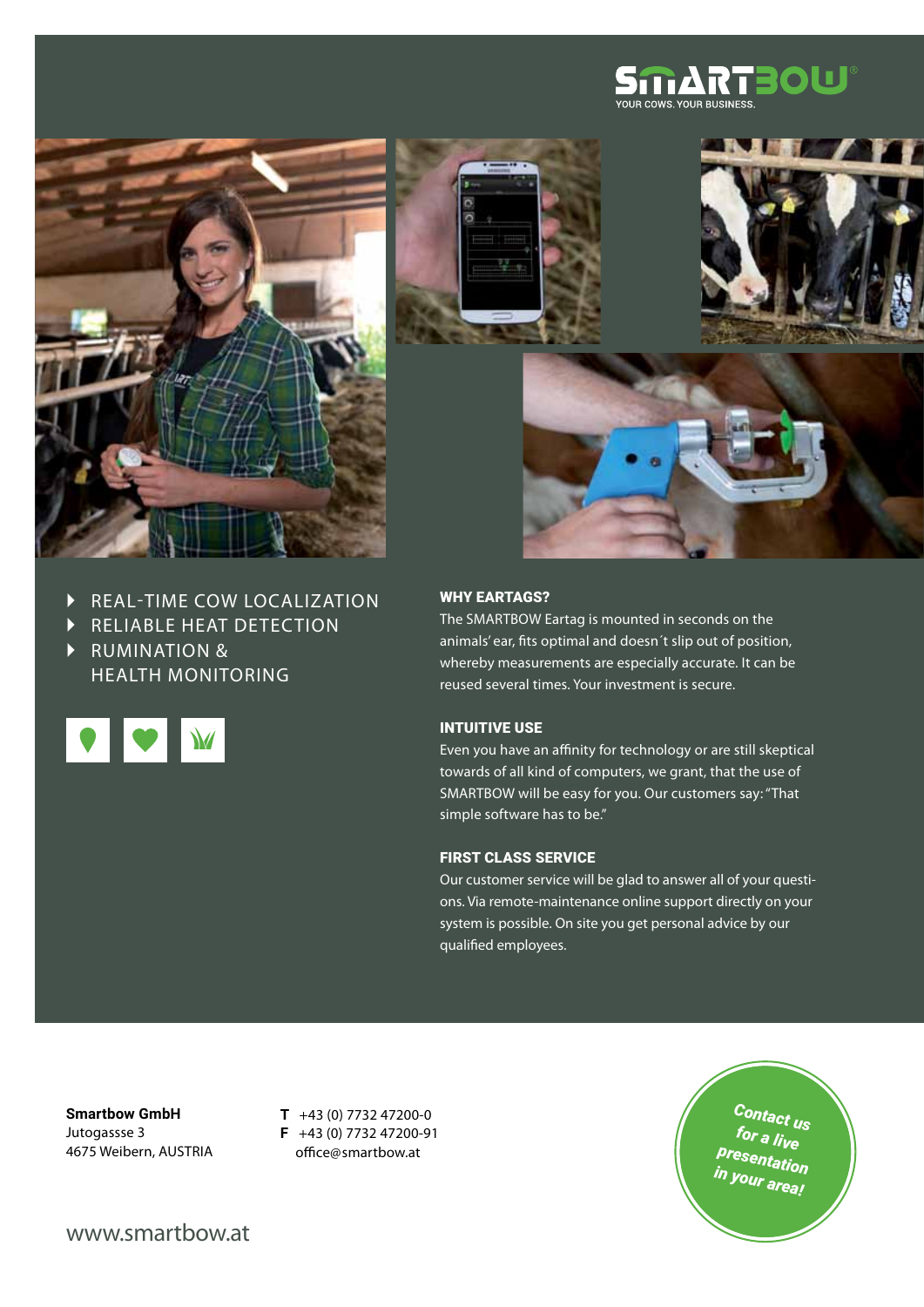SMARTBOW®
YOUR COWS. YOUR BUSINESS.

- REAL-TIME COW LOCALIZATION
- RELIABLE HEAT DETECTION
- RUMINATION & HEALTH MONITORING

### WHY EARTAGS?

The SMARTBOW Eartag is mounted in seconds on the animals' ear, fits optimal and doesn´t slip out of position, whereby measurements are especially accurate. It can be reused several times. Your investment is secure.

### INTUITIVE USE

Even you have an affinity for technology or are still skeptical towards of all kind of computers, we grant, that the use of SMARTBOW will be easy for you. Our customers say: "That simple software has to be."

### FIRST CLASS SERVICE

Our customer service will be glad to answer all of your questions. Via remote-maintenance online support directly on your system is possible. On site you get personal advice by our qualified employees.

**Smartbow GmbH**
Jutogassse 3
4675 Weibern, AUSTRIA

**T** +43 (0) 7732 47200-0
**F** +43 (0) 7732 47200-91
office@smartbow.at

*Contact us for a live presentation in your area!*

www.smartbow.at